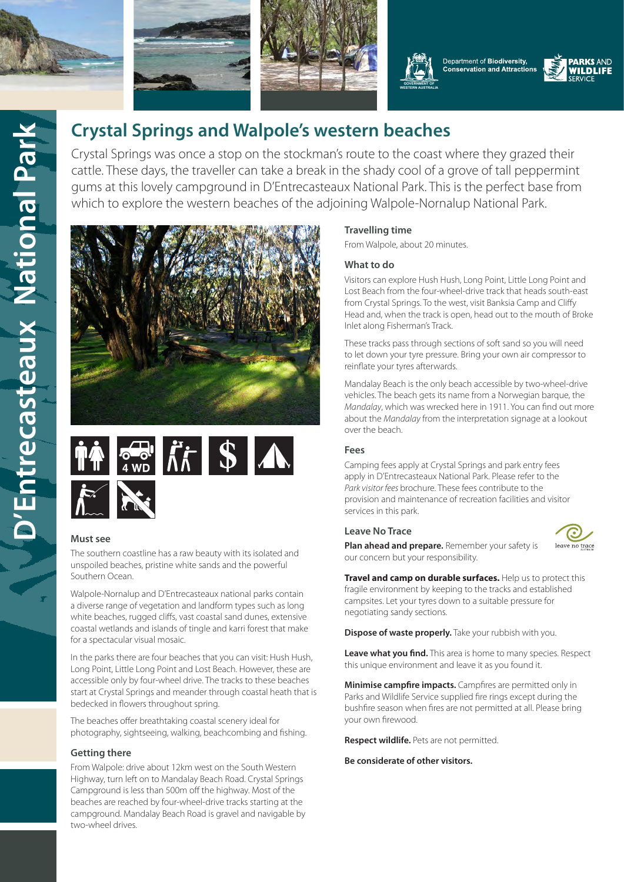# Crystal Springs and Walpole's western beaches

Crystal Springs was once a stop on the stockman's route to the coast where they grazed their cattle. These days, the traveller can take a break in the shady cool of a grove of tall peppermint gums at this lovely campground in D'Entrecasteaux National Park. This is the perfect base from which to explore the western beaches of the adjoining Walpole-Nornalup National Park.

### Must see

The southern coastline has a raw beauty with its isolated and unspoiled beaches, pristine white sands and the powerful Southern Ocean.

Walpole-Nornalup and D'Entrecasteaux national parks contain a diverse range of vegetation and landform types such as long white beaches, rugged cliffs, vast coastal sand dunes, extensive coastal wetlands and islands of tingle and karri forest that make for a spectacular visual mosaic.

In the parks there are four beaches that you can visit: Hush Hush, Long Point, Little Long Point and Lost Beach. However, these are accessible only by four-wheel drive. The tracks to these beaches start at Crystal Springs and meander through coastal heath that is bedecked in flowers throughout spring.

The beaches offer breathtaking coastal scenery ideal for photography, sightseeing, walking, beachcombing and fishing.

### Getting there

From Walpole: drive about 12km west on the South Western Highway, turn left on to Mandalay Beach Road. Crystal Springs Campground is less than 500m off the highway. Most of the beaches are reached by four-wheel-drive tracks starting at the campground. Mandalay Beach Road is gravel and navigable by two-wheel drives.

### Travelling time

From Walpole, about 20 minutes.

### What to do

Visitors can explore Hush Hush, Long Point, Little Long Point and Lost Beach from the four-wheel-drive track that heads south-east from Crystal Springs. To the west, visit Banksia Camp and Cliffy Head and, when the track is open, head out to the mouth of Broke Inlet along Fisherman's Track.

These tracks pass through sections of soft sand so you will need to let down your tyre pressure. Bring your own air compressor to reinflate your tyres afterwards.

Mandalay Beach is the only beach accessible by two-wheel-drive vehicles. The beach gets its name from a Norwegian barque, the *Mandalay*, which was wrecked here in 1911. You can find out more about the *Mandalay* from the interpretation signage at a lookout over the beach.

### Fees

Camping fees apply at Crystal Springs and park entry fees apply in D'Entrecasteaux National Park. Please refer to the *Park visitor fees* brochure. These fees contribute to the provision and maintenance of recreation facilities and visitor services in this park.

### Leave No Trace

**Plan ahead and prepare.** Remember your safety is our concern but your responsibility.

**Travel and camp on durable surfaces.** Help us to protect this fragile environment by keeping to the tracks and established campsites. Let your tyres down to a suitable pressure for negotiating sandy sections.

**Dispose of waste properly.** Take your rubbish with you.

**Leave what you find.** This area is home to many species. Respect this unique environment and leave it as you found it.

**Minimise campfire impacts.** Campfires are permitted only in Parks and Wildlife Service supplied fire rings except during the bushfire season when fires are not permitted at all. Please bring your own firewood.

**Respect wildlife.** Pets are not permitted.

**Be considerate of other visitors.**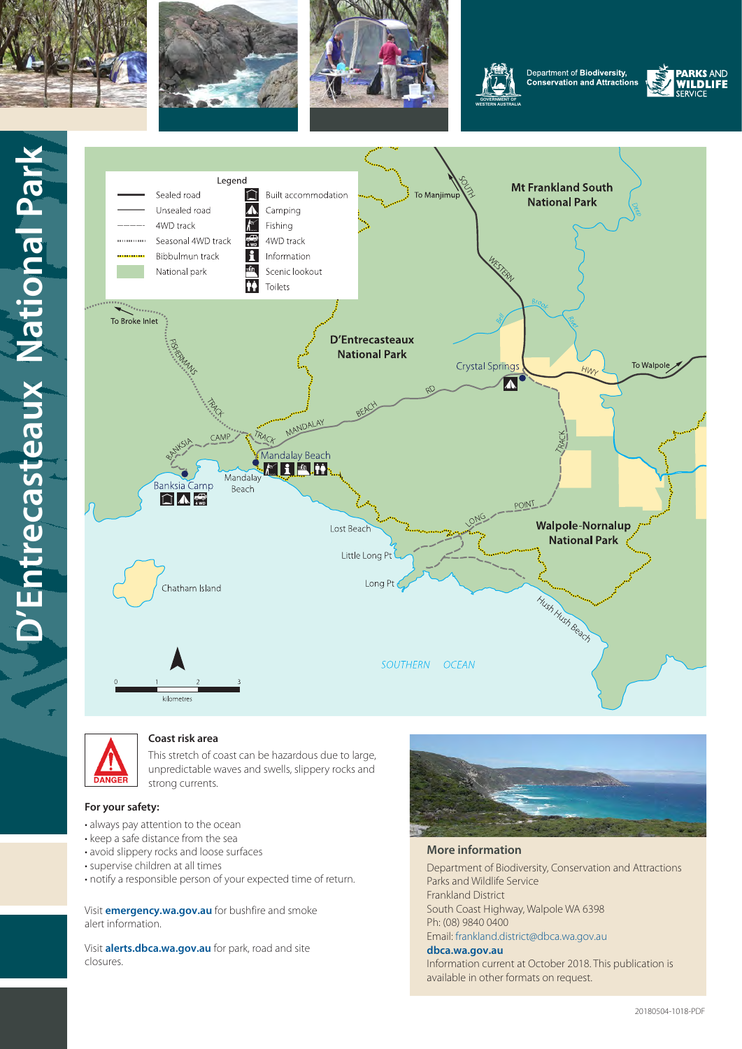Department of **Biodiversity, Conservation and Attractions**

**PARKS AND WILDLIFE SERVICE**

# D'Entrecasteaux National Park

Legend

Sealed road
Unsealed road
4WD track
Seasonal 4WD track
Bibbulmun track
National park
Built accommodation
Camping
Fishing
4WD track
Information
Scenic lookout
Toilets

To Manjimup
SOUTH
WESTERN
HWY
To Walpole
Mt Frankland South National Park
D'Entrecasteaux National Park
Walpole-Nornalup National Park
To Broke Inlet
FISHERMANS TRACK
BANKSIA CAMP TRACK
MANDALAY BEACH RD
LONG POINT TRACK
Crystal Springs
Mandalay Beach
Banksia Camp
Lost Beach
Little Long Pt
Long Pt
Chatham Island
Hush Hush Beach
SOUTHERN OCEAN
Bell
Boggy
River
Deep
0 1 2 3
kilometres

### Coast risk area

DANGER

This stretch of coast can be hazardous due to large, unpredictable waves and swells, slippery rocks and strong currents.

**For your safety:**

- always pay attention to the ocean
- keep a safe distance from the sea
- avoid slippery rocks and loose surfaces
- supervise children at all times
- notify a responsible person of your expected time of return.

Visit **emergency.wa.gov.au** for bushfire and smoke alert information.

Visit **alerts.dbca.wa.gov.au** for park, road and site closures.

### More information

Department of Biodiversity, Conservation and Attractions
Parks and Wildlife Service
Frankland District
South Coast Highway, Walpole WA 6398
Ph: (08) 9840 0400
Email: frankland.district@dbca.wa.gov.au
**dbca.wa.gov.au**
Information current at October 2018. This publication is available in other formats on request.

20180504-1018-PDF